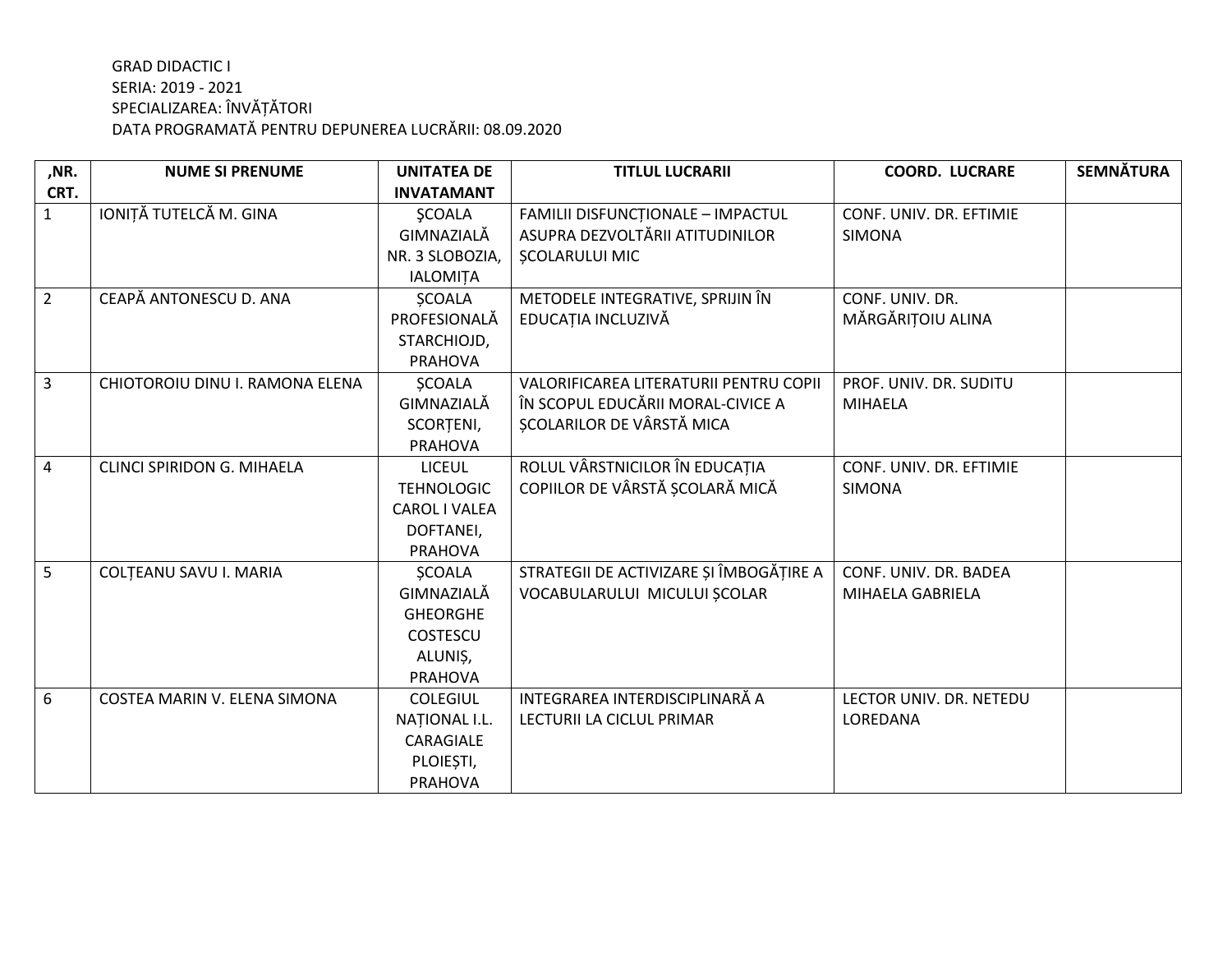GRAD DIDACTIC I
SERIA: 2019 - 2021
SPECIALIZAREA: ÎNVĂȚĂTORI
DATA PROGRAMATĂ PENTRU DEPUNEREA LUCRĂRII: 08.09.2020

| ,NR. CRT. | NUME SI PRENUME | UNITATEA DE INVATAMANT | TITLUL LUCRARII | COORD. LUCRARE | SEMNĂTURA |
| --- | --- | --- | --- | --- | --- |
| 1 | IONIȚĂ TUTELCĂ M. GINA | ŞCOALA GIMNAZIALĂ NR. 3 SLOBOZIA, IALOMIȚA | FAMILII DISFUNCȚIONALE – IMPACTUL ASUPRA DEZVOLTĂRII ATITUDINILOR ȘCOLARULUI MIC | CONF. UNIV. DR. EFTIMIE SIMONA | |
| 2 | CEAPĂ ANTONESCU D. ANA | ȘCOALA PROFESIONALĂ STARCHIOJD, PRAHOVA | METODELE INTEGRATIVE, SPRIJIN ÎN EDUCAȚIA INCLUZIVĂ | CONF. UNIV. DR. MĂRGĂRIȚOIU ALINA | |
| 3 | CHIOTOROIU DINU I. RAMONA ELENA | ȘCOALA GIMNAZIALĂ SCORȚENI, PRAHOVA | VALORIFICAREA LITERATURII PENTRU COPII ÎN SCOPUL EDUCĂRII MORAL-CIVICE A ȘCOLARILOR DE VÂRSTĂ MICA | PROF. UNIV. DR. SUDITU MIHAELA | |
| 4 | CLINCI SPIRIDON G. MIHAELA | LICEUL TEHNOLOGIC CAROL I VALEA DOFTANEI, PRAHOVA | ROLUL VÂRSTNICILOR ÎN EDUCAȚIA COPIILOR DE VÂRSTĂ ȘCOLARĂ MICĂ | CONF. UNIV. DR. EFTIMIE SIMONA | |
| 5 | COLȚEANU SAVU I. MARIA | ȘCOALA GIMNAZIALĂ GHEORGHE COSTESCU ALUNIȘ, PRAHOVA | STRATEGII DE ACTIVIZARE ȘI ÎMBOGĂȚIRE A VOCABULARULUI MICULUI ȘCOLAR | CONF. UNIV. DR. BADEA MIHAELA GABRIELA | |
| 6 | COSTEA MARIN V. ELENA SIMONA | COLEGIUL NAȚIONAL I.L. CARAGIALE PLOIEȘTI, PRAHOVA | INTEGRAREA INTERDISCIPLINARĂ A LECTURII LA CICLUL PRIMAR | LECTOR UNIV. DR. NETEDU LOREDANA | |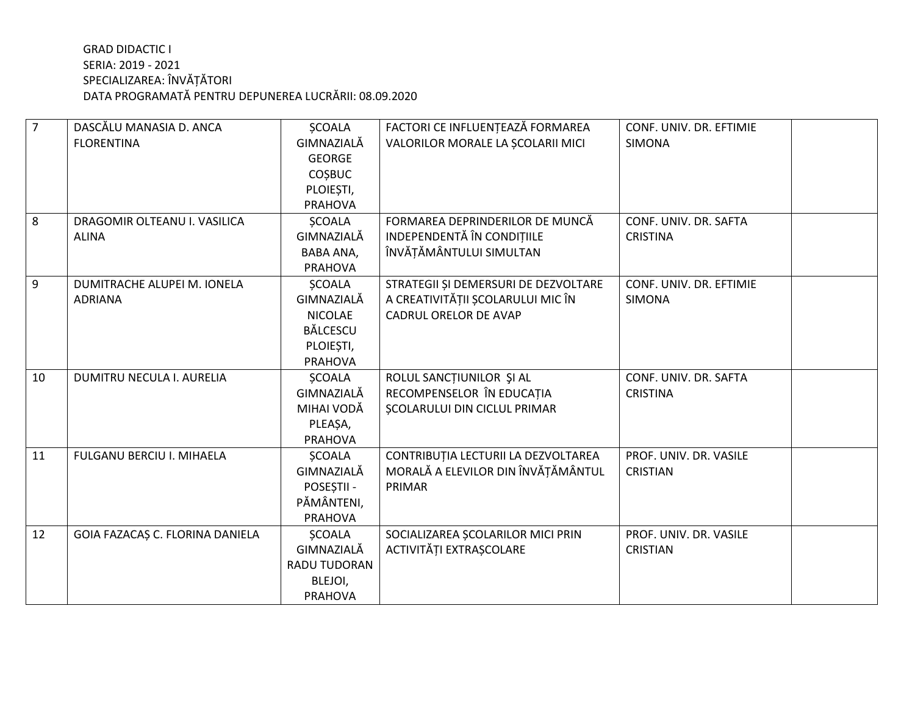GRAD DIDACTIC I
SERIA: 2019 - 2021
SPECIALIZAREA: ÎNVĂȚĂTORI
DATA PROGRAMATĂ PENTRU DEPUNEREA LUCRĂRII: 08.09.2020

| | | | | | |
|---|---|---|---|---|---|
| 7 | DASCĂLU MANASIA D. ANCA FLORENTINA | ȘCOALA GIMNAZIALĂ GEORGE COȘBUC PLOIEȘTI, PRAHOVA | FACTORI CE INFLUENȚEAZĂ FORMAREA VALORILOR MORALE LA ȘCOLARII MICI | CONF. UNIV. DR. EFTIMIE SIMONA | |
| 8 | DRAGOMIR OLTEANU I. VASILICA ALINA | ȘCOALA GIMNAZIALĂ BABA ANA, PRAHOVA | FORMAREA DEPRINDERILOR DE MUNCĂ INDEPENDENTĂ ÎN CONDIȚIILE ÎNVĂȚĂMÂNTULUI SIMULTAN | CONF. UNIV. DR. SAFTA CRISTINA | |
| 9 | DUMITRACHE ALUPEI M. IONELA ADRIANA | ȘCOALA GIMNAZIALĂ NICOLAE BĂLCESCU PLOIEȘTI, PRAHOVA | STRATEGII ȘI DEMERSURI DE DEZVOLTARE A CREATIVITĂȚII ȘCOLARULUI MIC ÎN CADRUL ORELOR DE AVAP | CONF. UNIV. DR. EFTIMIE SIMONA | |
| 10 | DUMITRU NECULA I. AURELIA | ȘCOALA GIMNAZIALĂ MIHAI VODĂ PLEAȘA, PRAHOVA | ROLUL SANCȚIUNILOR ŞI AL RECOMPENSELOR ÎN EDUCAȚIA ȘCOLARULUI DIN CICLUL PRIMAR | CONF. UNIV. DR. SAFTA CRISTINA | |
| 11 | FULGANU BERCIU I. MIHAELA | ȘCOALA GIMNAZIALĂ POSEȘTII - PĂMÂNTENI, PRAHOVA | CONTRIBUȚIA LECTURII LA DEZVOLTAREA MORALĂ A ELEVILOR DIN ÎNVĂȚĂMÂNTUL PRIMAR | PROF. UNIV. DR. VASILE CRISTIAN | |
| 12 | GOIA FAZACAȘ C. FLORINA DANIELA | ȘCOALA GIMNAZIALĂ RADU TUDORAN BLEJOI, PRAHOVA | SOCIALIZAREA ȘCOLARILOR MICI PRIN ACTIVITĂȚI EXTRAȘCOLARE | PROF. UNIV. DR. VASILE CRISTIAN | |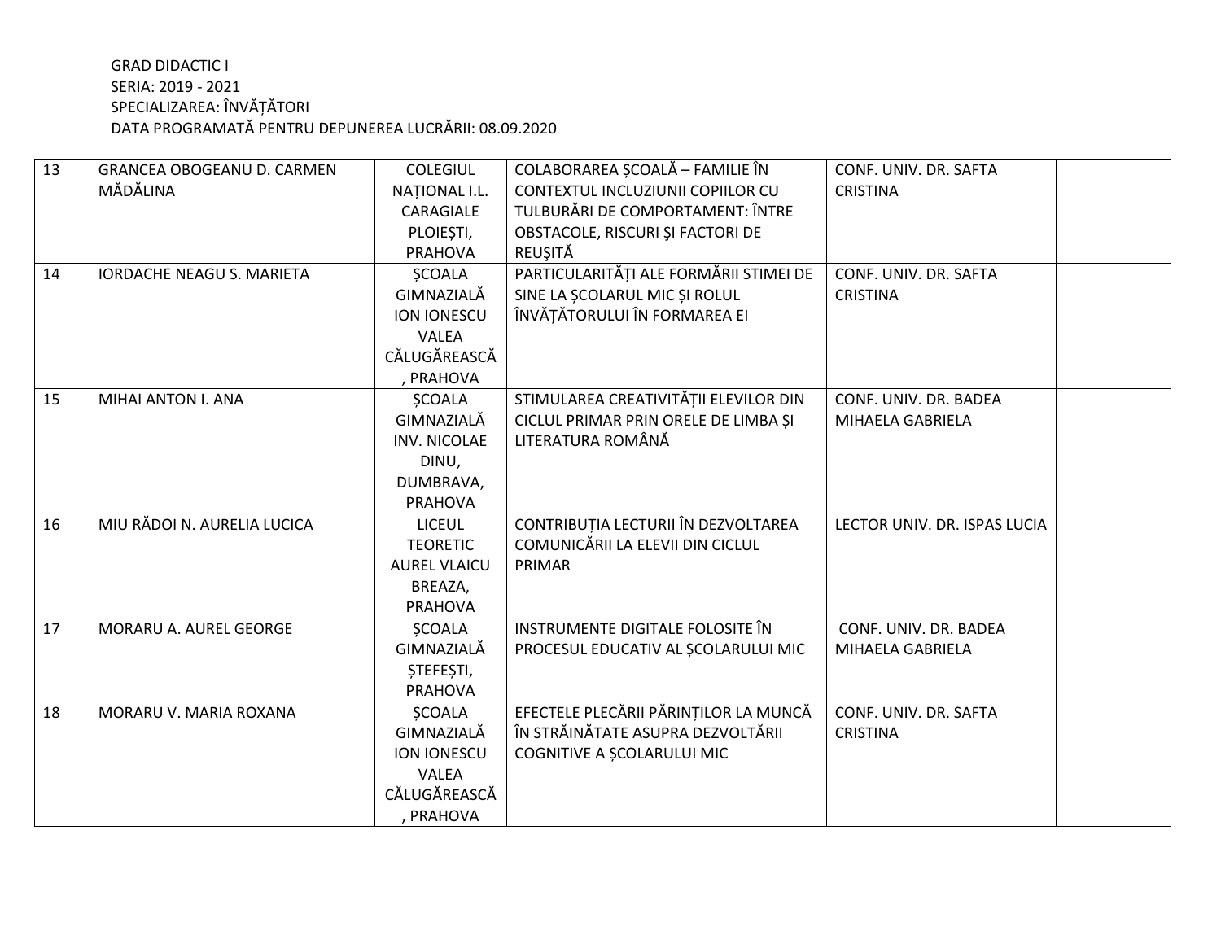GRAD DIDACTIC I
SERIA: 2019 - 2021
SPECIALIZAREA: ÎNVĂȚĂTORI
DATA PROGRAMATĂ PENTRU DEPUNEREA LUCRĂRII: 08.09.2020

| | | | | | |
|---|---|---|---|---|---|
| 13 | GRANCEA OBOGEANU D. CARMEN MĂDĂLINA | COLEGIUL NAȚIONAL I.L. CARAGIALE PLOIEȘTI, PRAHOVA | COLABORAREA ȘCOALĂ – FAMILIE ÎN CONTEXTUL INCLUZIUNII COPIILOR CU TULBURĂRI DE COMPORTAMENT: ÎNTRE OBSTACOLE, RISCURI ŞI FACTORI DE REUŞITĂ | CONF. UNIV. DR. SAFTA CRISTINA | |
| 14 | IORDACHE NEAGU S. MARIETA | ȘCOALA GIMNAZIALĂ ION IONESCU VALEA CĂLUGĂREASCĂ, PRAHOVA | PARTICULARITĂȚI ALE FORMĂRII STIMEI DE SINE LA ȘCOLARUL MIC ȘI ROLUL ÎNVĂȚĂTORULUI ÎN FORMAREA EI | CONF. UNIV. DR. SAFTA CRISTINA | |
| 15 | MIHAI ANTON I. ANA | ȘCOALA GIMNAZIALĂ INV. NICOLAE DINU, DUMBRAVA, PRAHOVA | STIMULAREA CREATIVITĂȚII ELEVILOR DIN CICLUL PRIMAR PRIN ORELE DE LIMBA ȘI LITERATURA ROMÂNĂ | CONF. UNIV. DR. BADEA MIHAELA GABRIELA | |
| 16 | MIU RĂDOI N. AURELIA LUCICA | LICEUL TEORETIC AUREL VLAICU BREAZA, PRAHOVA | CONTRIBUȚIA LECTURII ÎN DEZVOLTAREA COMUNICĂRII LA ELEVII DIN CICLUL PRIMAR | LECTOR UNIV. DR. ISPAS LUCIA | |
| 17 | MORARU A. AUREL GEORGE | ȘCOALA GIMNAZIALĂ ȘTEFEȘTI, PRAHOVA | INSTRUMENTE DIGITALE FOLOSITE ÎN PROCESUL EDUCATIV AL ȘCOLARULUI MIC | CONF. UNIV. DR. BADEA MIHAELA GABRIELA | |
| 18 | MORARU V. MARIA ROXANA | ȘCOALA GIMNAZIALĂ ION IONESCU VALEA CĂLUGĂREASCĂ, PRAHOVA | EFECTELE PLECĂRII PĂRINȚILOR LA MUNCĂ ÎN STRĂINĂTATE ASUPRA DEZVOLTĂRII COGNITIVE A ȘCOLARULUI MIC | CONF. UNIV. DR. SAFTA CRISTINA | |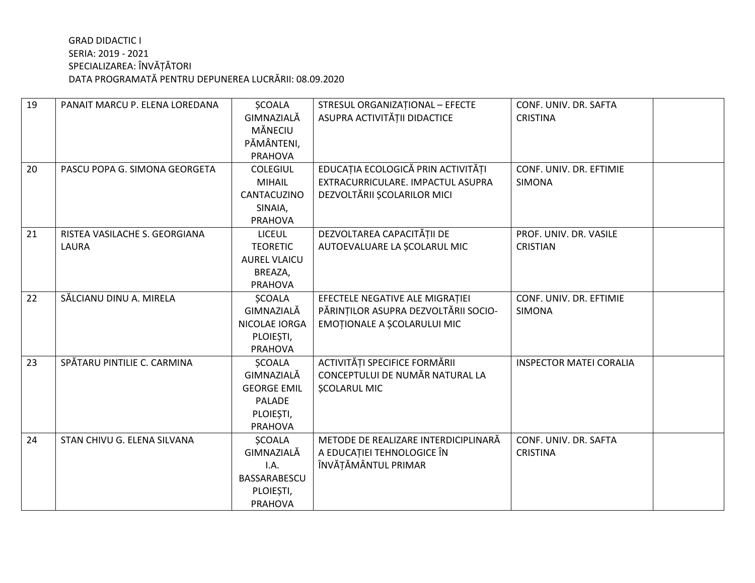GRAD DIDACTIC I
SERIA: 2019 - 2021
SPECIALIZAREA: ÎNVĂȚĂTORI
DATA PROGRAMATĂ PENTRU DEPUNEREA LUCRĂRII: 08.09.2020

| | | | | | |
|---|---|---|---|---|---|
| 19 | PANAIT MARCU P. ELENA LOREDANA | ȘCOALA GIMNAZIALĂ MĂNECIU PĂMÂNTENI, PRAHOVA | STRESUL ORGANIZAȚIONAL – EFECTE ASUPRA ACTIVITĂȚII DIDACTICE | CONF. UNIV. DR. SAFTA CRISTINA | |
| 20 | PASCU POPA G. SIMONA GEORGETA | COLEGIUL MIHAIL CANTACUZINO SINAIA, PRAHOVA | EDUCAȚIA ECOLOGICĂ PRIN ACTIVITĂȚI EXTRACURRICULARE. IMPACTUL ASUPRA DEZVOLTĂRII ȘCOLARILOR MICI | CONF. UNIV. DR. EFTIMIE SIMONA | |
| 21 | RISTEA VASILACHE S. GEORGIANA LAURA | LICEUL TEORETIC AUREL VLAICU BREAZA, PRAHOVA | DEZVOLTAREA CAPACITĂȚII DE AUTOEVALUARE LA ȘCOLARUL MIC | PROF. UNIV. DR. VASILE CRISTIAN | |
| 22 | SĂLCIANU DINU A. MIRELA | ȘCOALA GIMNAZIALĂ NICOLAE IORGA PLOIEȘTI, PRAHOVA | EFECTELE NEGATIVE ALE MIGRAȚIEI PĂRINȚILOR ASUPRA DEZVOLTĂRII SOCIO-EMOȚIONALE A ȘCOLARULUI MIC | CONF. UNIV. DR. EFTIMIE SIMONA | |
| 23 | SPĂTARU PINTILIE C. CARMINA | ȘCOALA GIMNAZIALĂ GEORGE EMIL PALADE PLOIEȘTI, PRAHOVA | ACTIVITĂȚI SPECIFICE FORMĂRII CONCEPTULUI DE NUMĂR NATURAL LA ȘCOLARUL MIC | INSPECTOR MATEI CORALIA | |
| 24 | STAN CHIVU G. ELENA SILVANA | ȘCOALA GIMNAZIALĂ I.A. BASSARABESCU PLOIEȘTI, PRAHOVA | METODE DE REALIZARE INTERDICIPLINARĂ A EDUCAȚIEI TEHNOLOGICE ÎN ÎNVĂȚĂMÂNTUL PRIMAR | CONF. UNIV. DR. SAFTA CRISTINA | |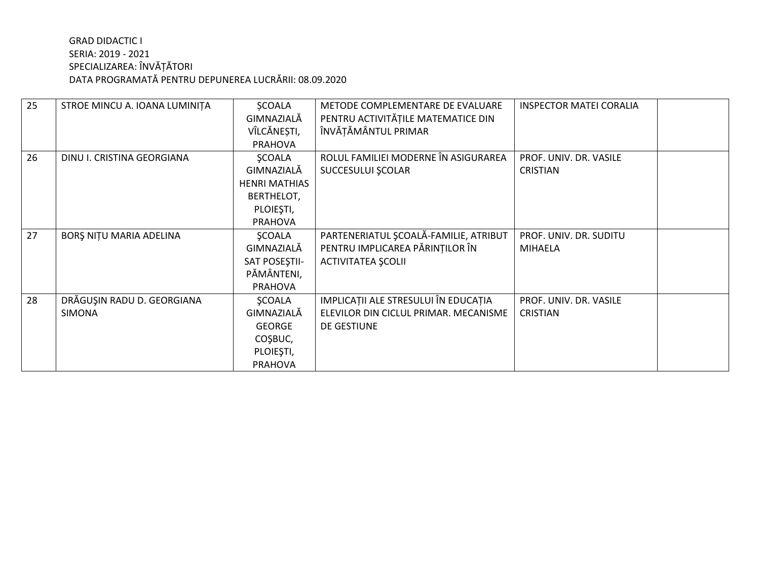GRAD DIDACTIC I
SERIA: 2019 - 2021
SPECIALIZAREA: ÎNVĂȚĂTORI
DATA PROGRAMATĂ PENTRU DEPUNEREA LUCRĂRII: 08.09.2020

| | | | | | |
|---|---|---|---|---|---|
| 25 | STROE MINCU A. IOANA LUMINIȚA | ȘCOALA GIMNAZIALĂ VÎLCĂNEȘTI, PRAHOVA | METODE COMPLEMENTARE DE EVALUARE PENTRU ACTIVITĂȚILE MATEMATICE DIN ÎNVĂȚĂMÂNTUL PRIMAR | INSPECTOR MATEI CORALIA | |
| 26 | DINU I. CRISTINA GEORGIANA | ŞCOALA GIMNAZIALĂ HENRI MATHIAS BERTHELOT, PLOIEŞTI, PRAHOVA | ROLUL FAMILIEI MODERNE ÎN ASIGURAREA SUCCESULUI ŞCOLAR | PROF. UNIV. DR. VASILE CRISTIAN | |
| 27 | BORŞ NIȚU MARIA ADELINA | ŞCOALA GIMNAZIALĂ SAT POSEŞTII-PĂMÂNTENI, PRAHOVA | PARTENERIATUL ŞCOALĂ-FAMILIE, ATRIBUT PENTRU IMPLICAREA PĂRINȚILOR ÎN ACTIVITATEA ŞCOLII | PROF. UNIV. DR. SUDITU MIHAELA | |
| 28 | DRĂGUŞIN RADU D. GEORGIANA SIMONA | ŞCOALA GIMNAZIALĂ GEORGE COŞBUC, PLOIEŞTI, PRAHOVA | IMPLICAȚII ALE STRESULUI ÎN EDUCAȚIA ELEVILOR DIN CICLUL PRIMAR. MECANISME DE GESTIUNE | PROF. UNIV. DR. VASILE CRISTIAN | |